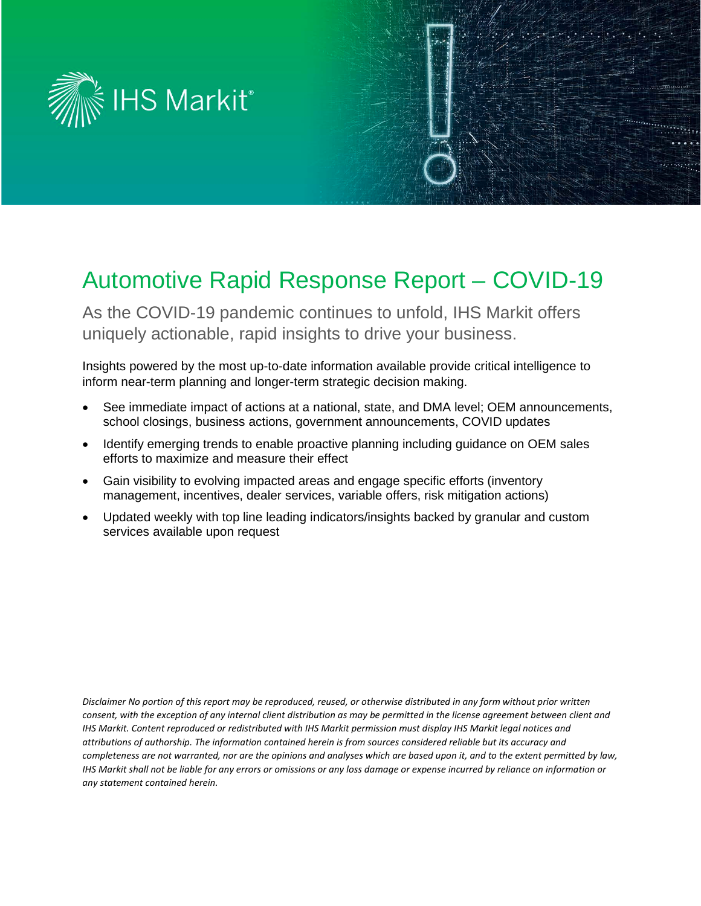IHS Markit®

# Automotive Rapid Response Report – COVID-19

## As the COVID-19 pandemic continues to unfold, IHS Markit offers uniquely actionable, rapid insights to drive your business.

Insights powered by the most up-to-date information available provide critical intelligence to inform near-term planning and longer-term strategic decision making.

- See immediate impact of actions at a national, state, and DMA level; OEM announcements, school closings, business actions, government announcements, COVID updates
- Identify emerging trends to enable proactive planning including guidance on OEM sales efforts to maximize and measure their effect
- Gain visibility to evolving impacted areas and engage specific efforts (inventory management, incentives, dealer services, variable offers, risk mitigation actions)
- Updated weekly with top line leading indicators/insights backed by granular and custom services available upon request

*Disclaimer No portion of this report may be reproduced, reused, or otherwise distributed in any form without prior written consent, with the exception of any internal client distribution as may be permitted in the license agreement between client and IHS Markit. Content reproduced or redistributed with IHS Markit permission must display IHS Markit legal notices and attributions of authorship. The information contained herein is from sources considered reliable but its accuracy and completeness are not warranted, nor are the opinions and analyses which are based upon it, and to the extent permitted by law, IHS Markit shall not be liable for any errors or omissions or any loss damage or expense incurred by reliance on information or any statement contained herein.*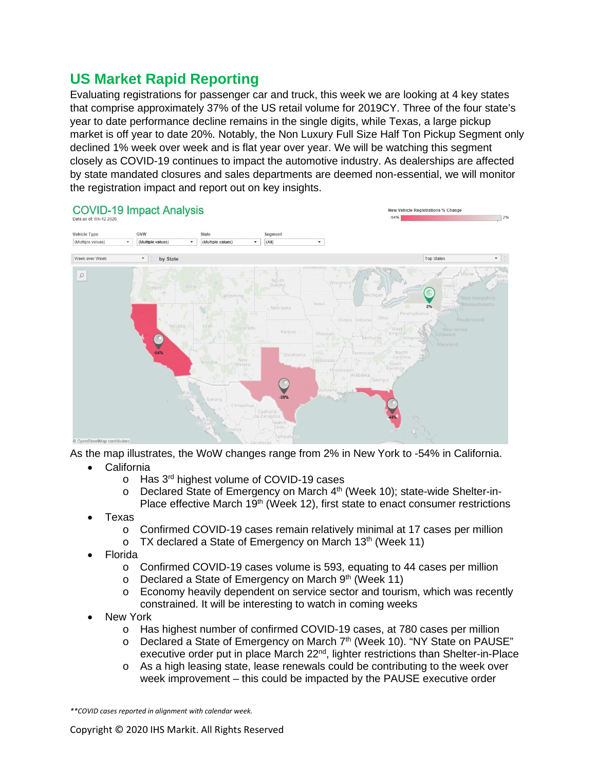## US Market Rapid Reporting

Evaluating registrations for passenger car and truck, this week we are looking at 4 key states that comprise approximately 37% of the US retail volume for 2019CY. Three of the four state's year to date performance decline remains in the single digits, while Texas, a large pickup market is off year to date 20%. Notably, the Non Luxury Full Size Half Ton Pickup Segment only declined 1% week over week and is flat year over year. We will be watching this segment closely as COVID-19 continues to impact the automotive industry. As dealerships are affected by state mandated closures and sales departments are deemed non-essential, we will monitor the registration impact and report out on key insights.

As the map illustrates, the WoW changes range from 2% in New York to -54% in California.

- California
  - Has 3rd highest volume of COVID-19 cases
  - Declared State of Emergency on March 4th (Week 10); state-wide Shelter-in-Place effective March 19th (Week 12), first state to enact consumer restrictions
- Texas
  - Confirmed COVID-19 cases remain relatively minimal at 17 cases per million
  - TX declared a State of Emergency on March 13th (Week 11)
- Florida
  - Confirmed COVID-19 cases volume is 593, equating to 44 cases per million
  - Declared a State of Emergency on March 9th (Week 11)
  - Economy heavily dependent on service sector and tourism, which was recently constrained. It will be interesting to watch in coming weeks
- New York
  - Has highest number of confirmed COVID-19 cases, at 780 cases per million
  - Declared a State of Emergency on March 7th (Week 10). "NY State on PAUSE" executive order put in place March 22nd, lighter restrictions than Shelter-in-Place
  - As a high leasing state, lease renewals could be contributing to the week over week improvement – this could be impacted by the PAUSE executive order

*\*\*COVID cases reported in alignment with calendar week.*

Copyright © 2020 IHS Markit. All Rights Reserved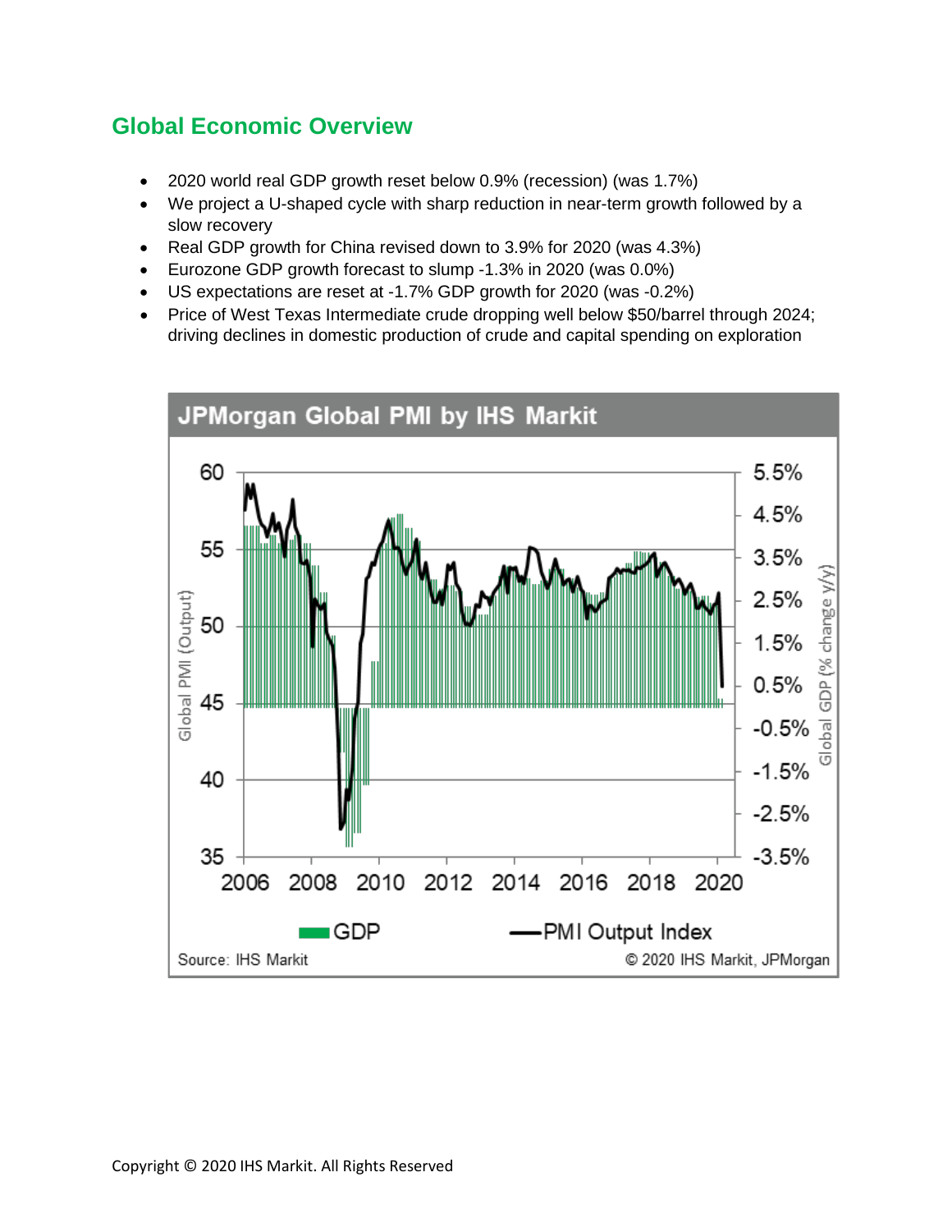## Global Economic Overview

- 2020 world real GDP growth reset below 0.9% (recession) (was 1.7%)
- We project a U-shaped cycle with sharp reduction in near-term growth followed by a slow recovery
- Real GDP growth for China revised down to 3.9% for 2020 (was 4.3%)
- Eurozone GDP growth forecast to slump -1.3% in 2020 (was 0.0%)
- US expectations are reset at -1.7% GDP growth for 2020 (was -0.2%)
- Price of West Texas Intermediate crude dropping well below $50/barrel through 2024; driving declines in domestic production of crude and capital spending on exploration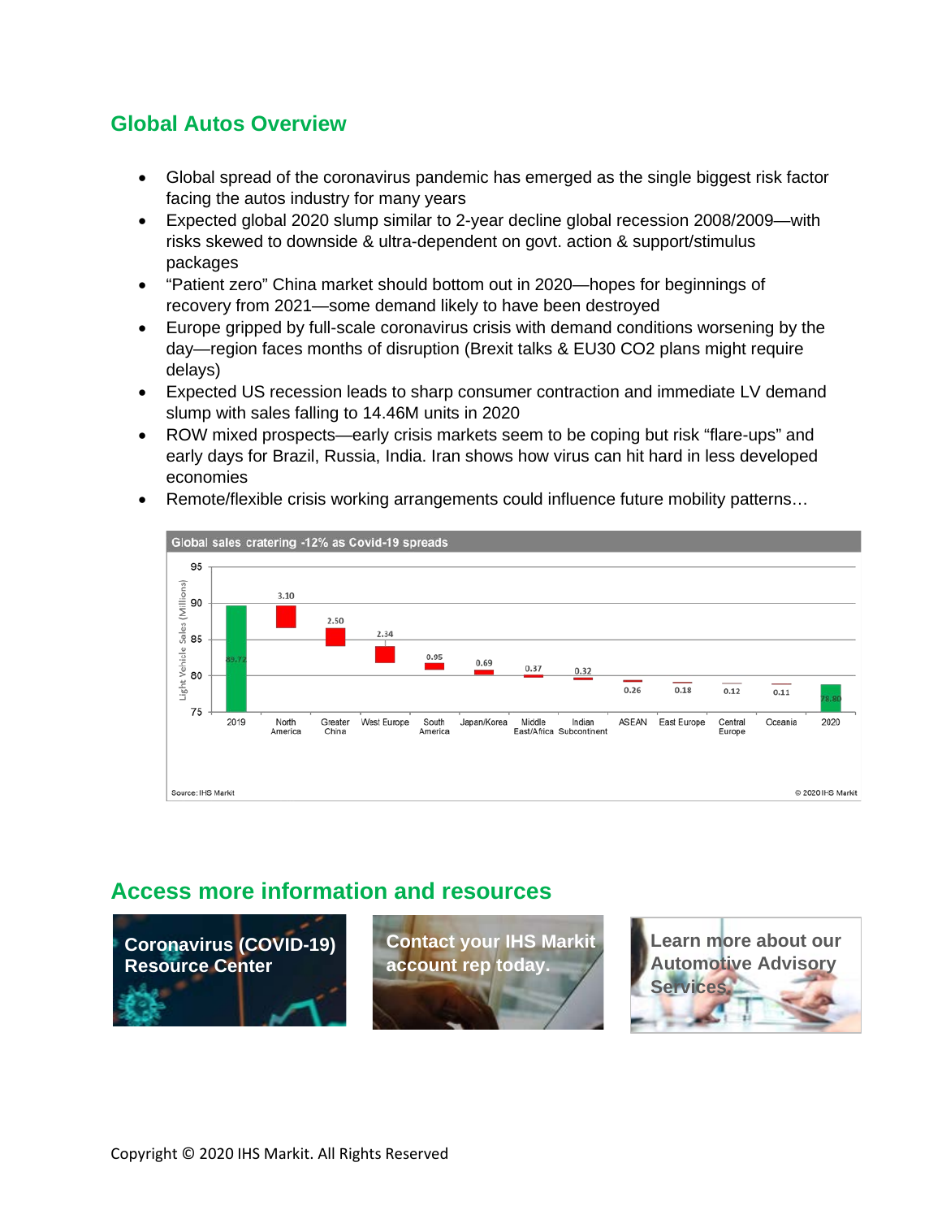## Global Autos Overview

- Global spread of the coronavirus pandemic has emerged as the single biggest risk factor facing the autos industry for many years
- Expected global 2020 slump similar to 2-year decline global recession 2008/2009—with risks skewed to downside & ultra-dependent on govt. action & support/stimulus packages
- "Patient zero" China market should bottom out in 2020—hopes for beginnings of recovery from 2021—some demand likely to have been destroyed
- Europe gripped by full-scale coronavirus crisis with demand conditions worsening by the day—region faces months of disruption (Brexit talks & EU30 CO2 plans might require delays)
- Expected US recession leads to sharp consumer contraction and immediate LV demand slump with sales falling to 14.46M units in 2020
- ROW mixed prospects—early crisis markets seem to be coping but risk "flare-ups" and early days for Brazil, Russia, India. Iran shows how virus can hit hard in less developed economies
- Remote/flexible crisis working arrangements could influence future mobility patterns…

Global sales cratering -12% as Covid-19 spreads

Light Vehicle Sales (Millions)

95
90
85
80
75

2019: 89.72
North America: 3.10
Greater China: 2.50
West Europe: 2.34
South America: 0.95
Japan/Korea: 0.69
Middle East/Africa: 0.37
Indian Subcontinent: 0.32
ASEAN: 0.26
East Europe: 0.18
Central Europe: 0.12
Oceania: 0.11
2020: 78.80

Source: IHS Markit

© 2020 IHS Markit

## Access more information and resources

Coronavirus (COVID-19) Resource Center

Contact your IHS Markit account rep today.

Learn more about our Automotive Advisory Services

Copyright © 2020 IHS Markit. All Rights Reserved